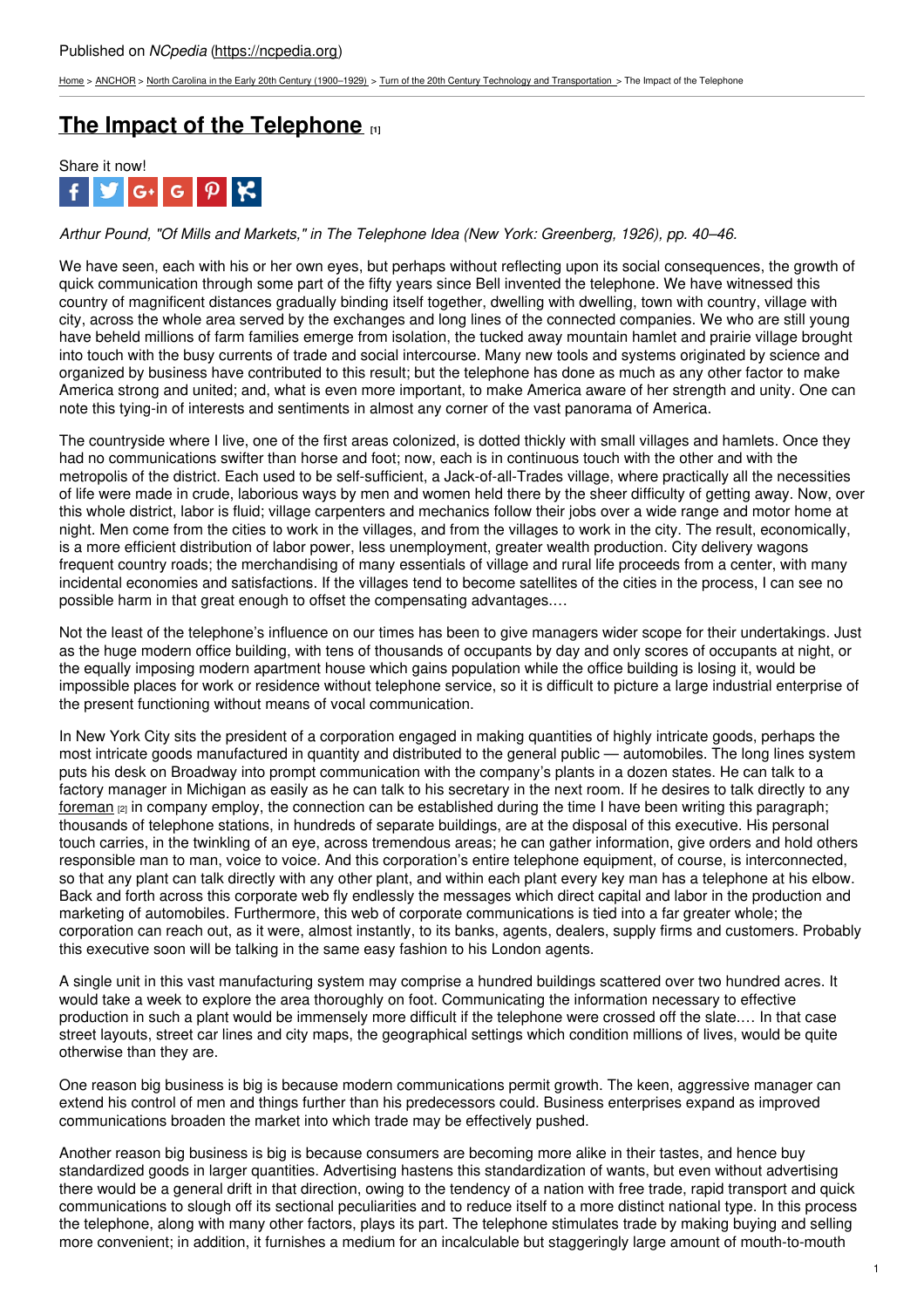Published on *NCpedia* (https://ncpedia.org)

Home > ANCHOR > North Carolina in the Early 20th Century (1900–1929) > Turn of the 20th Century Technology and Transportation > The Impact of the Telephone

# The Impact of the Telephone [1]

Share it now!

*Arthur Pound, "Of Mills and Markets," in The Telephone Idea (New York: Greenberg, 1926), pp. 40–46.*

We have seen, each with his or her own eyes, but perhaps without reflecting upon its social consequences, the growth of quick communication through some part of the fifty years since Bell invented the telephone. We have witnessed this country of magnificent distances gradually binding itself together, dwelling with dwelling, town with country, village with city, across the whole area served by the exchanges and long lines of the connected companies. We who are still young have beheld millions of farm families emerge from isolation, the tucked away mountain hamlet and prairie village brought into touch with the busy currents of trade and social intercourse. Many new tools and systems originated by science and organized by business have contributed to this result; but the telephone has done as much as any other factor to make America strong and united; and, what is even more important, to make America aware of her strength and unity. One can note this tying-in of interests and sentiments in almost any corner of the vast panorama of America.

The countryside where I live, one of the first areas colonized, is dotted thickly with small villages and hamlets. Once they had no communications swifter than horse and foot; now, each is in continuous touch with the other and with the metropolis of the district. Each used to be self-sufficient, a Jack-of-all-Trades village, where practically all the necessities of life were made in crude, laborious ways by men and women held there by the sheer difficulty of getting away. Now, over this whole district, labor is fluid; village carpenters and mechanics follow their jobs over a wide range and motor home at night. Men come from the cities to work in the villages, and from the villages to work in the city. The result, economically, is a more efficient distribution of labor power, less unemployment, greater wealth production. City delivery wagons frequent country roads; the merchandising of many essentials of village and rural life proceeds from a center, with many incidental economies and satisfactions. If the villages tend to become satellites of the cities in the process, I can see no possible harm in that great enough to offset the compensating advantages.…

Not the least of the telephone's influence on our times has been to give managers wider scope for their undertakings. Just as the huge modern office building, with tens of thousands of occupants by day and only scores of occupants at night, or the equally imposing modern apartment house which gains population while the office building is losing it, would be impossible places for work or residence without telephone service, so it is difficult to picture a large industrial enterprise of the present functioning without means of vocal communication.

In New York City sits the president of a corporation engaged in making quantities of highly intricate goods, perhaps the most intricate goods manufactured in quantity and distributed to the general public — automobiles. The long lines system puts his desk on Broadway into prompt communication with the company's plants in a dozen states. He can talk to a factory manager in Michigan as easily as he can talk to his secretary in the next room. If he desires to talk directly to any foreman [2] in company employ, the connection can be established during the time I have been writing this paragraph; thousands of telephone stations, in hundreds of separate buildings, are at the disposal of this executive. His personal touch carries, in the twinkling of an eye, across tremendous areas; he can gather information, give orders and hold others responsible man to man, voice to voice. And this corporation's entire telephone equipment, of course, is interconnected, so that any plant can talk directly with any other plant, and within each plant every key man has a telephone at his elbow. Back and forth across this corporate web fly endlessly the messages which direct capital and labor in the production and marketing of automobiles. Furthermore, this web of corporate communications is tied into a far greater whole; the corporation can reach out, as it were, almost instantly, to its banks, agents, dealers, supply firms and customers. Probably this executive soon will be talking in the same easy fashion to his London agents.

A single unit in this vast manufacturing system may comprise a hundred buildings scattered over two hundred acres. It would take a week to explore the area thoroughly on foot. Communicating the information necessary to effective production in such a plant would be immensely more difficult if the telephone were crossed off the slate.… In that case street layouts, street car lines and city maps, the geographical settings which condition millions of lives, would be quite otherwise than they are.

One reason big business is big is because modern communications permit growth. The keen, aggressive manager can extend his control of men and things further than his predecessors could. Business enterprises expand as improved communications broaden the market into which trade may be effectively pushed.

Another reason big business is big is because consumers are becoming more alike in their tastes, and hence buy standardized goods in larger quantities. Advertising hastens this standardization of wants, but even without advertising there would be a general drift in that direction, owing to the tendency of a nation with free trade, rapid transport and quick communications to slough off its sectional peculiarities and to reduce itself to a more distinct national type. In this process the telephone, along with many other factors, plays its part. The telephone stimulates trade by making buying and selling more convenient; in addition, it furnishes a medium for an incalculable but staggeringly large amount of mouth-to-mouth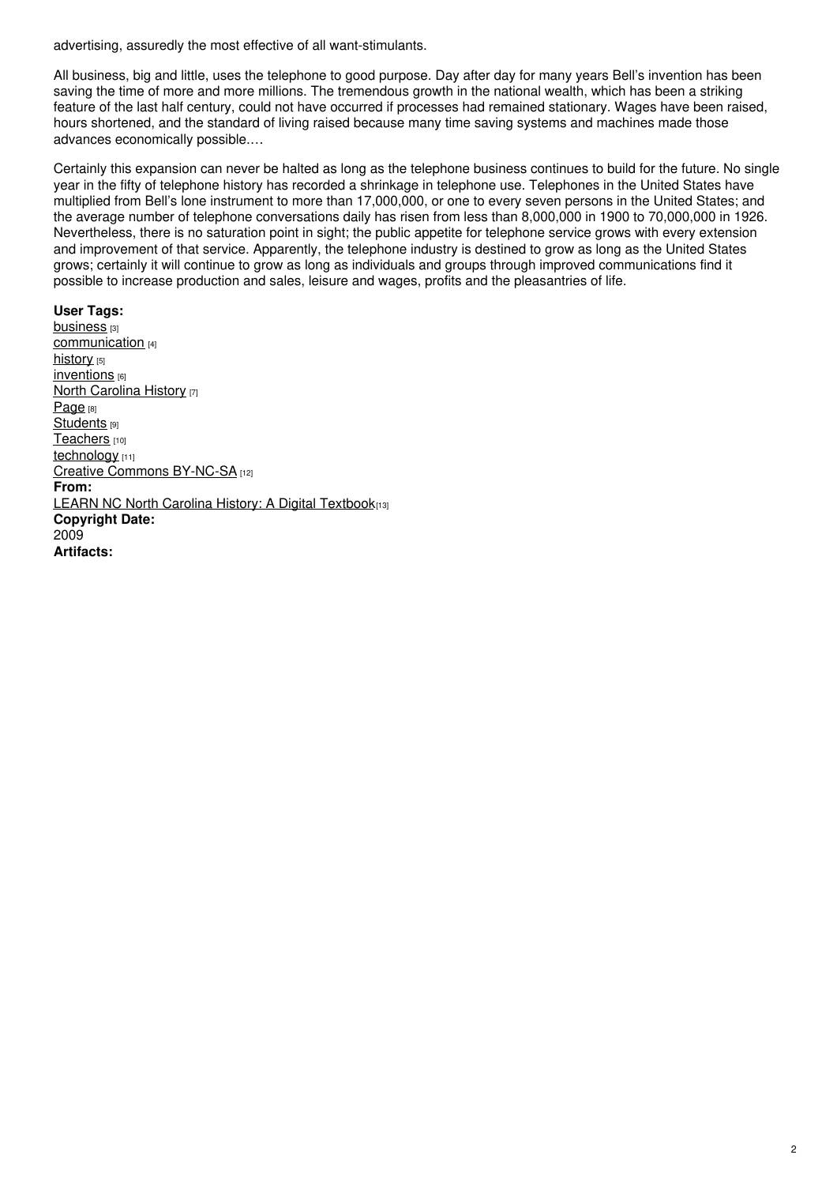advertising, assuredly the most effective of all want-stimulants.

All business, big and little, uses the telephone to good purpose. Day after day for many years Bell's invention has been saving the time of more and more millions. The tremendous growth in the national wealth, which has been a striking feature of the last half century, could not have occurred if processes had remained stationary. Wages have been raised, hours shortened, and the standard of living raised because many time saving systems and machines made those advances economically possible.…

Certainly this expansion can never be halted as long as the telephone business continues to build for the future. No single year in the fifty of telephone history has recorded a shrinkage in telephone use. Telephones in the United States have multiplied from Bell's lone instrument to more than 17,000,000, or one to every seven persons in the United States; and the average number of telephone conversations daily has risen from less than 8,000,000 in 1900 to 70,000,000 in 1926. Nevertheless, there is no saturation point in sight; the public appetite for telephone service grows with every extension and improvement of that service. Apparently, the telephone industry is destined to grow as long as the United States grows; certainly it will continue to grow as long as individuals and groups through improved communications find it possible to increase production and sales, leisure and wages, profits and the pleasantries of life.

**User Tags:**
business [3]
communication [4]
history [5]
inventions [6]
North Carolina History [7]
Page [8]
Students [9]
Teachers [10]
technology [11]
Creative Commons BY-NC-SA [12]
**From:**
LEARN NC North Carolina History: A Digital Textbook[13]
**Copyright Date:**
2009
**Artifacts:**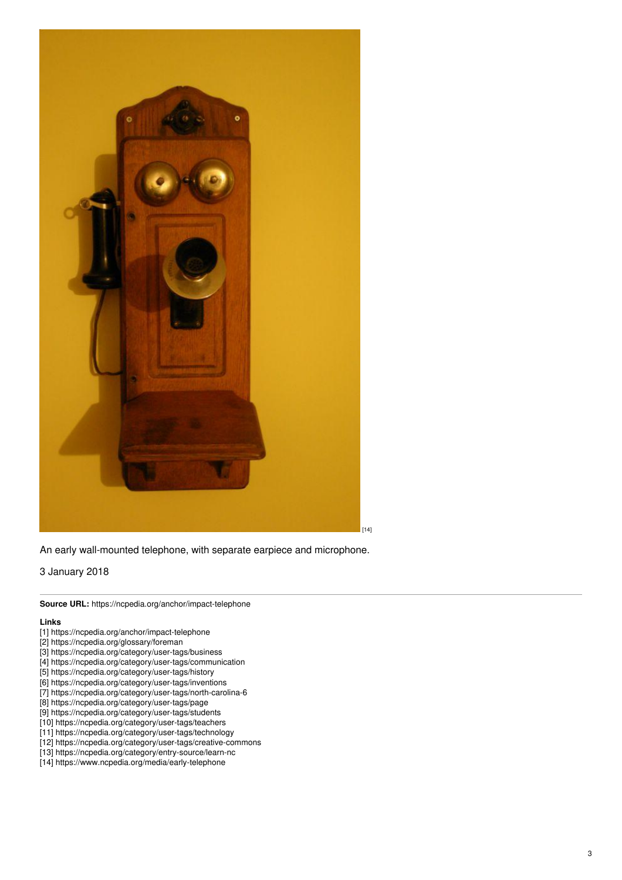[14]

An early wall-mounted telephone, with separate earpiece and microphone.

3 January 2018

---

**Source URL:** https://ncpedia.org/anchor/impact-telephone

**Links**

[1] https://ncpedia.org/anchor/impact-telephone
[2] https://ncpedia.org/glossary/foreman
[3] https://ncpedia.org/category/user-tags/business
[4] https://ncpedia.org/category/user-tags/communication
[5] https://ncpedia.org/category/user-tags/history
[6] https://ncpedia.org/category/user-tags/inventions
[7] https://ncpedia.org/category/user-tags/north-carolina-6
[8] https://ncpedia.org/category/user-tags/page
[9] https://ncpedia.org/category/user-tags/students
[10] https://ncpedia.org/category/user-tags/teachers
[11] https://ncpedia.org/category/user-tags/technology
[12] https://ncpedia.org/category/user-tags/creative-commons
[13] https://ncpedia.org/category/entry-source/learn-nc
[14] https://www.ncpedia.org/media/early-telephone